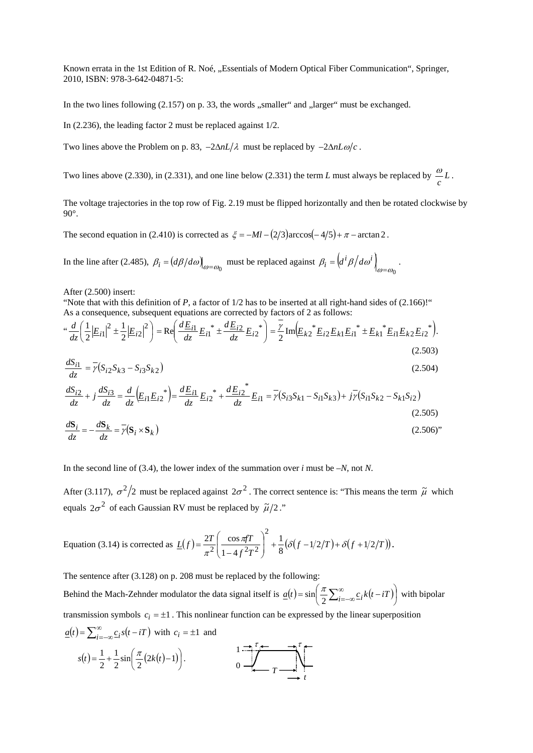Known errata in the 1st Edition of R. Noé, „Essentials of Modern Optical Fiber Communication", Springer, 2010, ISBN: 978-3-642-04871-5:

In the two lines following (2.157) on p. 33, the words „smaller" and „larger" must be exchanged.

In (2.236), the leading factor 2 must be replaced against 1/2.

Two lines above the Problem on p. 83, $-2\Delta nL/\lambda$ must be replaced by $-2\Delta nL\omega/c$.

Two lines above (2.330), in (2.331), and one line below (2.331) the term $L$ must always be replaced by $\frac{\omega}{c}L$.

The voltage trajectories in the top row of Fig. 2.19 must be flipped horizontally and then be rotated clockwise by 90°.

The second equation in (2.410) is corrected as $\xi = -Ml - (2/3)\arccos(-4/5) + \pi - \arctan 2$.

In the line after (2.485), $\beta_i = (d\beta/d\omega)\big|_{\omega=\omega_0}$ must be replaced against $\beta_i = \left(d^i\beta/d\omega^i\right)\big|_{\omega=\omega_0}$.

After (2.500) insert:
"Note that with this definition of $P$, a factor of 1/2 has to be inserted at all right-hand sides of (2.166)!"
As a consequence, subsequent equations are corrected by factors of 2 as follows:

"
$$\frac{d}{dz}\left(\frac{1}{2}\left|\underline{E}_{i1}\right|^2 \pm \frac{1}{2}\left|\underline{E}_{i2}\right|^2\right) = \operatorname{Re}\left(\frac{d\underline{E}_{i1}}{dz}\underline{E}_{i1}^* \pm \frac{d\underline{E}_{i2}}{dz}\underline{E}_{i2}^*\right) = \frac{\overline{\gamma}}{2}\operatorname{Im}\left(\underline{E}_{k2}^*\underline{E}_{i2}\underline{E}_{k1}\underline{E}_{i1}^* \pm \underline{E}_{k1}^*\underline{E}_{i1}\underline{E}_{k2}\underline{E}_{i2}^*\right). \tag{2.503}$$

$$\frac{dS_{i1}}{dz} = \overline{\gamma}\left(S_{i2}S_{k3} - S_{i3}S_{k2}\right) \tag{2.504}$$

$$\frac{dS_{i2}}{dz} + j\frac{dS_{i3}}{dz} = \frac{d}{dz}\left(\underline{E}_{i1}\underline{E}_{i2}^*\right) = \frac{d\underline{E}_{i1}}{dz}\underline{E}_{i2}^* + \frac{d\underline{E}_{i2}^*}{dz}\underline{E}_{i1} = \overline{\gamma}\left(S_{i3}S_{k1} - S_{i1}S_{k3}\right) + j\overline{\gamma}\left(S_{i1}S_{k2} - S_{k1}S_{i2}\right) \tag{2.505}$$

$$\frac{d\mathbf{S}_i}{dz} = -\frac{d\mathbf{S}_k}{dz} = \overline{\gamma}\left(\mathbf{S}_i \times \mathbf{S}_k\right) \tag{2.506}$$
"

In the second line of (3.4), the lower index of the summation over $i$ must be $-N$, not $N$.

After (3.117), $\sigma^2/2$ must be replaced against $2\sigma^2$. The correct sentence is: "This means the term $\tilde{\mu}$ which equals $2\sigma^2$ of each Gaussian RV must be replaced by $\tilde{\mu}/2$."

Equation (3.14) is corrected as $\underline{L}(f) = \frac{2T}{\pi^2}\left(\frac{\cos\pi fT}{1-4f^2T^2}\right)^2 + \frac{1}{8}\left(\delta(f-1/2/T) + \delta(f+1/2/T)\right)$.

The sentence after (3.128) on p. 208 must be replaced by the following:
Behind the Mach-Zehnder modulator the data signal itself is $\underline{a}(t) = \sin\left(\frac{\pi}{2}\sum_{i=-\infty}^{\infty}\underline{c}_i k(t-iT)\right)$ with bipolar transmission symbols $c_i = \pm 1$. This nonlinear function can be expressed by the linear superposition $\underline{a}(t) = \sum_{i=-\infty}^{\infty}\underline{c}_i s(t-iT)$ with $c_i = \pm 1$ and

$$s(t) = \frac{1}{2} + \frac{1}{2}\sin\left(\frac{\pi}{2}\left(2k(t)-1\right)\right).$$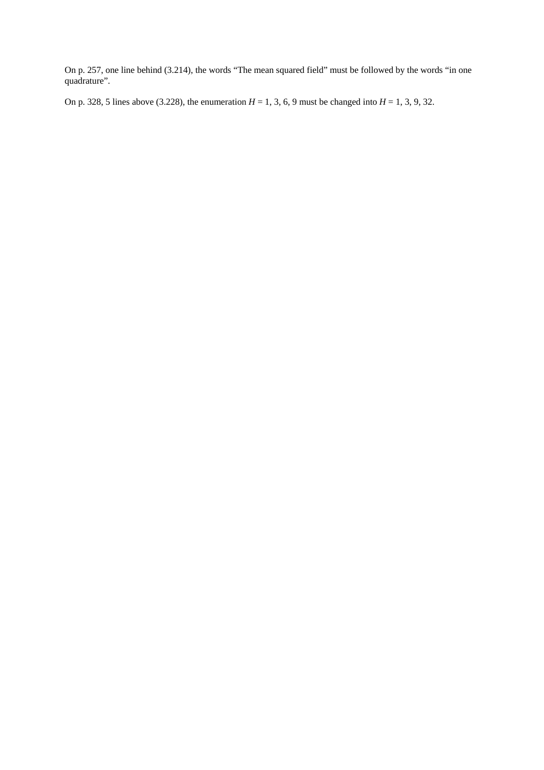On p. 257, one line behind (3.214), the words “The mean squared field” must be followed by the words “in one quadrature”.

On p. 328, 5 lines above (3.228), the enumeration $H = 1, 3, 6, 9$ must be changed into $H = 1, 3, 9, 32$.